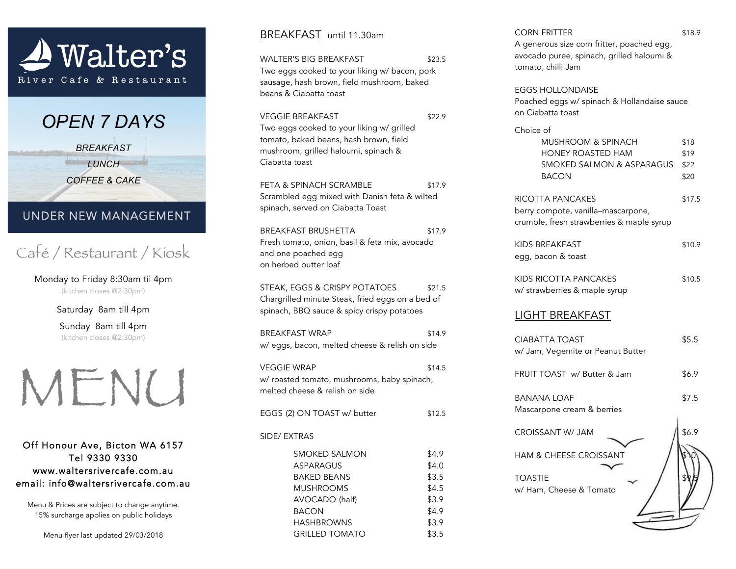# Walter's

River Cafe & Restaurant

## OPEN 7 DAYS

BREAKFAST
LUNCH
COFFEE & CAKE

UNDER NEW MANAGEMENT

Café / Restaurant / Kiosk

Monday to Friday 8:30am til 4pm
(kitchen closes @2:30pm)

Saturday 8am till 4pm

Sunday 8am till 4pm
(kitchen closes @2:30pm)

# MENU

Off Honour Ave, Bicton WA 6157
Tel 9330 9330
www.waltersrivercafe.com.au
email: info@waltersrivercafe.com.au

Menu & Prices are subject to change anytime.
15% surcharge applies on public holidays

Menu flyer last updated 29/03/2018

## BREAKFAST until 11.30am

**WALTER'S BIG BREAKFAST** — $23.5
Two eggs cooked to your liking w/ bacon, pork sausage, hash brown, field mushroom, baked beans & Ciabatta toast

**VEGGIE BREAKFAST** — $22.9
Two eggs cooked to your liking w/ grilled tomato, baked beans, hash brown, field mushroom, grilled haloumi, spinach & Ciabatta toast

**FETA & SPINACH SCRAMBLE** — $17.9
Scrambled egg mixed with Danish feta & wilted spinach, served on Ciabatta Toast

**BREAKFAST BRUSHETTA** — $17.9
Fresh tomato, onion, basil & feta mix, avocado and one poached egg
on herbed butter loaf

**STEAK, EGGS & CRISPY POTATOES** — $21.5
Chargrilled minute Steak, fried eggs on a bed of spinach, BBQ sauce & spicy crispy potatoes

**BREAKFAST WRAP** — $14.9
w/ eggs, bacon, melted cheese & relish on side

**VEGGIE WRAP** — $14.5
w/ roasted tomato, mushrooms, baby spinach, melted cheese & relish on side

**EGGS (2) ON TOAST w/ butter** — $12.5

**SIDE/ EXTRAS**

| Item | Price |
|---|---|
| SMOKED SALMON | $4.9 |
| ASPARAGUS | $4.0 |
| BAKED BEANS | $3.5 |
| MUSHROOMS | $4.5 |
| AVOCADO (half) | $3.9 |
| BACON | $4.9 |
| HASHBROWNS | $3.9 |
| GRILLED TOMATO | $3.5 |

**CORN FRITTER** — $18.9
A generous size corn fritter, poached egg, avocado puree, spinach, grilled haloumi & tomato, chilli Jam

**EGGS HOLLONDAISE**
Poached eggs w/ spinach & Hollandaise sauce on Ciabatta toast

Choice of

| Item | Price |
|---|---|
| MUSHROOM & SPINACH | $18 |
| HONEY ROASTED HAM | $19 |
| SMOKED SALMON & ASPARAGUS | $22 |
| BACON | $20 |

**RICOTTA PANCAKES** — $17.5
berry compote, vanilla–mascarpone, crumble, fresh strawberries & maple syrup

**KIDS BREAKFAST** — $10.9
egg, bacon & toast

**KIDS RICOTTA PANCAKES** — $10.5
w/ strawberries & maple syrup

## LIGHT BREAKFAST

**CIABATTA TOAST** — $5.5
w/ Jam, Vegemite or Peanut Butter

**FRUIT TOAST w/ Butter & Jam** — $6.9

**BANANA LOAF** — $7.5
Mascarpone cream & berries

**CROISSANT W/ JAM** — $6.9

**HAM & CHEESE CROISSANT** — $10

**TOASTIE** — $9.5
w/ Ham, Cheese & Tomato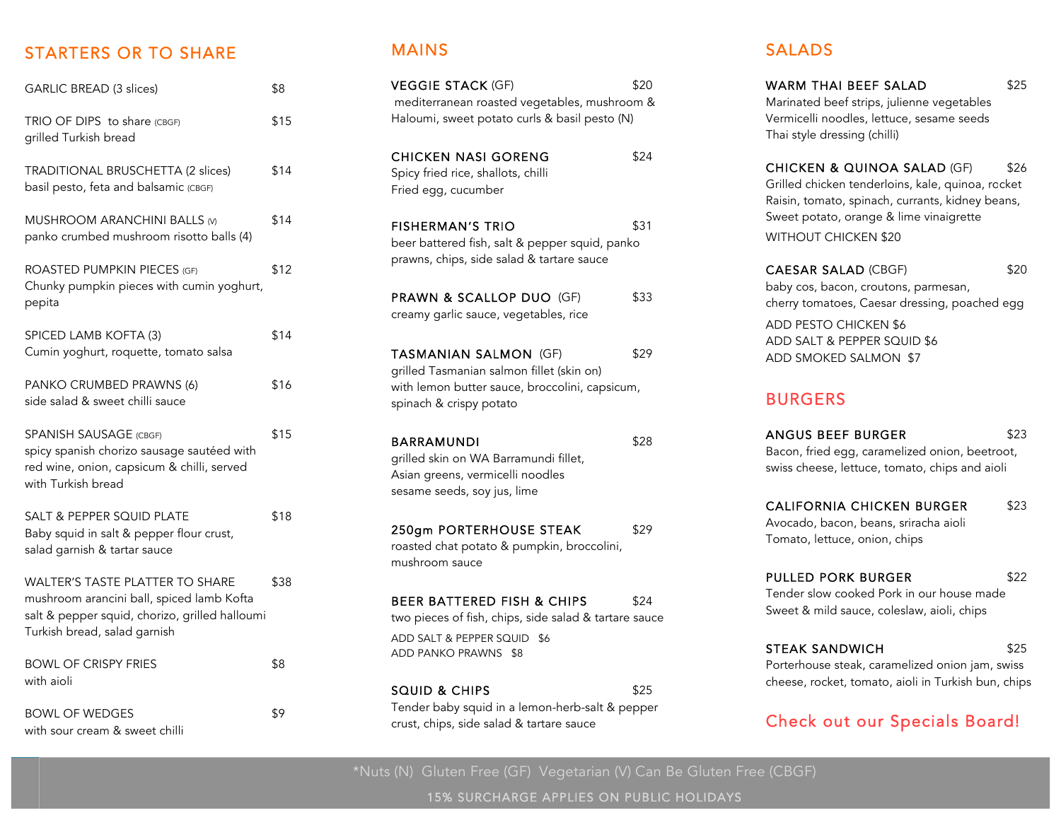## STARTERS OR TO SHARE

GARLIC BREAD (3 slices) $8

TRIO OF DIPS to share (CBGF) $15
grilled Turkish bread

TRADITIONAL BRUSCHETTA (2 slices) $14
basil pesto, feta and balsamic (CBGF)

MUSHROOM ARANCHINI BALLS (V) $14
panko crumbed mushroom risotto balls (4)

ROASTED PUMPKIN PIECES (GF) $12
Chunky pumpkin pieces with cumin yoghurt, pepita

SPICED LAMB KOFTA (3) $14
Cumin yoghurt, roquette, tomato salsa

PANKO CRUMBED PRAWNS (6) $16
side salad & sweet chilli sauce

SPANISH SAUSAGE (CBGF) $15
spicy spanish chorizo sausage sautéed with red wine, onion, capsicum & chilli, served with Turkish bread

SALT & PEPPER SQUID PLATE $18
Baby squid in salt & pepper flour crust, salad garnish & tartar sauce

WALTER'S TASTE PLATTER TO SHARE $38
mushroom arancini ball, spiced lamb Kofta salt & pepper squid, chorizo, grilled halloumi Turkish bread, salad garnish

BOWL OF CRISPY FRIES $8
with aioli

BOWL OF WEDGES $9
with sour cream & sweet chilli

## MAINS

VEGGIE STACK (GF) $20
mediterranean roasted vegetables, mushroom & Haloumi, sweet potato curls & basil pesto (N)

CHICKEN NASI GORENG $24
Spicy fried rice, shallots, chilli
Fried egg, cucumber

FISHERMAN'S TRIO $31
beer battered fish, salt & pepper squid, panko prawns, chips, side salad & tartare sauce

PRAWN & SCALLOP DUO (GF) $33
creamy garlic sauce, vegetables, rice

TASMANIAN SALMON (GF) $29
grilled Tasmanian salmon fillet (skin on) with lemon butter sauce, broccolini, capsicum, spinach & crispy potato

BARRAMUNDI $28
grilled skin on WA Barramundi fillet, Asian greens, vermicelli noodles sesame seeds, soy jus, lime

250gm PORTERHOUSE STEAK $29
roasted chat potato & pumpkin, broccolini, mushroom sauce

BEER BATTERED FISH & CHIPS $24
two pieces of fish, chips, side salad & tartare sauce
ADD SALT & PEPPER SQUID $6
ADD PANKO PRAWNS $8

SQUID & CHIPS $25
Tender baby squid in a lemon-herb-salt & pepper crust, chips, side salad & tartare sauce

## SALADS

WARM THAI BEEF SALAD $25
Marinated beef strips, julienne vegetables
Vermicelli noodles, lettuce, sesame seeds
Thai style dressing (chilli)

CHICKEN & QUINOA SALAD (GF) $26
Grilled chicken tenderloins, kale, quinoa, rcocket
Raisin, tomato, spinach, currants, kidney beans,
Sweet potato, orange & lime vinaigrette
WITHOUT CHICKEN $20

CAESAR SALAD (CBGF) $20
baby cos, bacon, croutons, parmesan, cherry tomatoes, Caesar dressing, poached egg
ADD PESTO CHICKEN $6
ADD SALT & PEPPER SQUID $6
ADD SMOKED SALMON $7

## BURGERS

ANGUS BEEF BURGER $23
Bacon, fried egg, caramelized onion, beetroot, swiss cheese, lettuce, tomato, chips and aioli

CALIFORNIA CHICKEN BURGER $23
Avocado, bacon, beans, sriracha aioli
Tomato, lettuce, onion, chips

PULLED PORK BURGER $22
Tender slow cooked Pork in our house made Sweet & mild sauce, coleslaw, aioli, chips

STEAK SANDWICH $25
Porterhouse steak, caramelized onion jam, swiss cheese, rocket, tomato, aioli in Turkish bun, chips

Check out our Specials Board!

*Nuts (N) Gluten Free (GF) Vegetarian (V) Can Be Gluten Free (CBGF)

15% SURCHARGE APPLIES ON PUBLIC HOLIDAYS